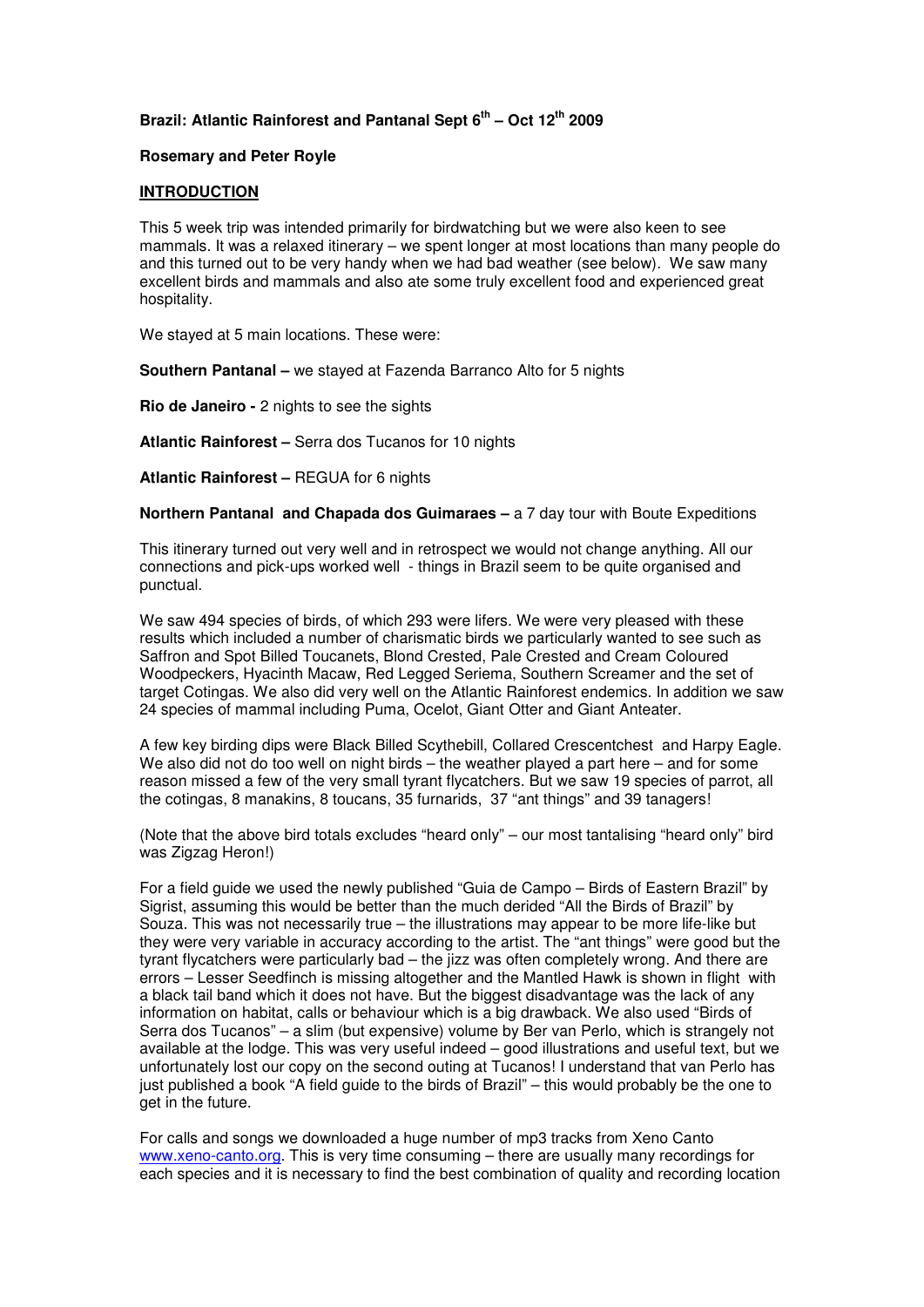**Brazil: Atlantic Rainforest and Pantanal Sept 6th – Oct 12th 2009**

**Rosemary and Peter Royle**

## INTRODUCTION

This 5 week trip was intended primarily for birdwatching but we were also keen to see mammals. It was a relaxed itinerary – we spent longer at most locations than many people do and this turned out to be very handy when we had bad weather (see below). We saw many excellent birds and mammals and also ate some truly excellent food and experienced great hospitality.

We stayed at 5 main locations. These were:

**Southern Pantanal –** we stayed at Fazenda Barranco Alto for 5 nights

**Rio de Janeiro -** 2 nights to see the sights

**Atlantic Rainforest –** Serra dos Tucanos for 10 nights

**Atlantic Rainforest –** REGUA for 6 nights

**Northern Pantanal and Chapada dos Guimaraes –** a 7 day tour with Boute Expeditions

This itinerary turned out very well and in retrospect we would not change anything. All our connections and pick-ups worked well - things in Brazil seem to be quite organised and punctual.

We saw 494 species of birds, of which 293 were lifers. We were very pleased with these results which included a number of charismatic birds we particularly wanted to see such as Saffron and Spot Billed Toucanets, Blond Crested, Pale Crested and Cream Coloured Woodpeckers, Hyacinth Macaw, Red Legged Seriema, Southern Screamer and the set of target Cotingas. We also did very well on the Atlantic Rainforest endemics. In addition we saw 24 species of mammal including Puma, Ocelot, Giant Otter and Giant Anteater.

A few key birding dips were Black Billed Scythebill, Collared Crescentchest and Harpy Eagle. We also did not do too well on night birds – the weather played a part here – and for some reason missed a few of the very small tyrant flycatchers. But we saw 19 species of parrot, all the cotingas, 8 manakins, 8 toucans, 35 furnarids, 37 "ant things" and 39 tanagers!

(Note that the above bird totals excludes "heard only" – our most tantalising "heard only" bird was Zigzag Heron!)

For a field guide we used the newly published "Guia de Campo – Birds of Eastern Brazil" by Sigrist, assuming this would be better than the much derided "All the Birds of Brazil" by Souza. This was not necessarily true – the illustrations may appear to be more life-like but they were very variable in accuracy according to the artist. The "ant things" were good but the tyrant flycatchers were particularly bad – the jizz was often completely wrong. And there are errors – Lesser Seedfinch is missing altogether and the Mantled Hawk is shown in flight with a black tail band which it does not have. But the biggest disadvantage was the lack of any information on habitat, calls or behaviour which is a big drawback. We also used "Birds of Serra dos Tucanos" – a slim (but expensive) volume by Ber van Perlo, which is strangely not available at the lodge. This was very useful indeed – good illustrations and useful text, but we unfortunately lost our copy on the second outing at Tucanos! I understand that van Perlo has just published a book "A field guide to the birds of Brazil" – this would probably be the one to get in the future.

For calls and songs we downloaded a huge number of mp3 tracks from Xeno Canto www.xeno-canto.org. This is very time consuming – there are usually many recordings for each species and it is necessary to find the best combination of quality and recording location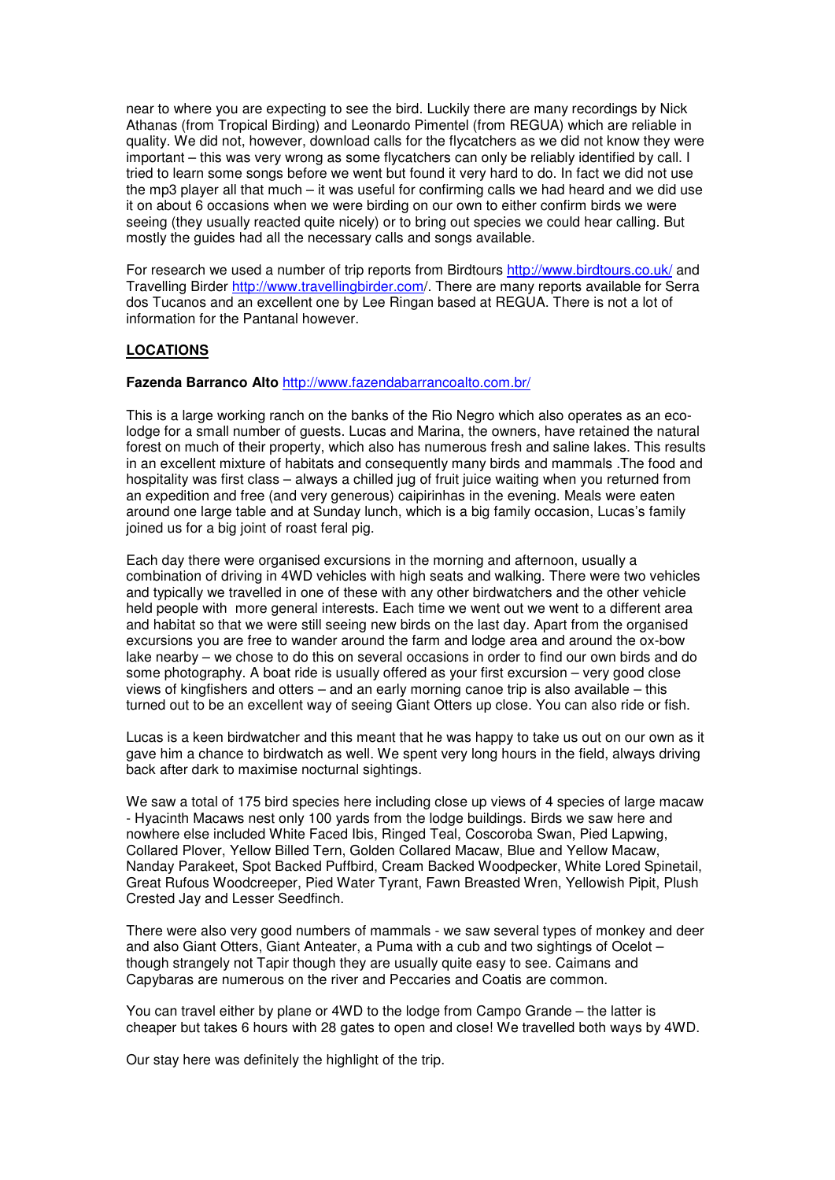near to where you are expecting to see the bird. Luckily there are many recordings by Nick Athanas (from Tropical Birding) and Leonardo Pimentel (from REGUA) which are reliable in quality. We did not, however, download calls for the flycatchers as we did not know they were important – this was very wrong as some flycatchers can only be reliably identified by call. I tried to learn some songs before we went but found it very hard to do. In fact we did not use the mp3 player all that much – it was useful for confirming calls we had heard and we did use it on about 6 occasions when we were birding on our own to either confirm birds we were seeing (they usually reacted quite nicely) or to bring out species we could hear calling. But mostly the guides had all the necessary calls and songs available.

For research we used a number of trip reports from Birdtours http://www.birdtours.co.uk/ and Travelling Birder http://www.travellingbirder.com/. There are many reports available for Serra dos Tucanos and an excellent one by Lee Ringan based at REGUA. There is not a lot of information for the Pantanal however.

## LOCATIONS

**Fazenda Barranco Alto** http://www.fazendabarrancoalto.com.br/

This is a large working ranch on the banks of the Rio Negro which also operates as an eco-lodge for a small number of guests. Lucas and Marina, the owners, have retained the natural forest on much of their property, which also has numerous fresh and saline lakes. This results in an excellent mixture of habitats and consequently many birds and mammals .The food and hospitality was first class – always a chilled jug of fruit juice waiting when you returned from an expedition and free (and very generous) caipirinhas in the evening. Meals were eaten around one large table and at Sunday lunch, which is a big family occasion, Lucas's family joined us for a big joint of roast feral pig.

Each day there were organised excursions in the morning and afternoon, usually a combination of driving in 4WD vehicles with high seats and walking. There were two vehicles and typically we travelled in one of these with any other birdwatchers and the other vehicle held people with more general interests. Each time we went out we went to a different area and habitat so that we were still seeing new birds on the last day. Apart from the organised excursions you are free to wander around the farm and lodge area and around the ox-bow lake nearby – we chose to do this on several occasions in order to find our own birds and do some photography. A boat ride is usually offered as your first excursion – very good close views of kingfishers and otters – and an early morning canoe trip is also available – this turned out to be an excellent way of seeing Giant Otters up close. You can also ride or fish.

Lucas is a keen birdwatcher and this meant that he was happy to take us out on our own as it gave him a chance to birdwatch as well. We spent very long hours in the field, always driving back after dark to maximise nocturnal sightings.

We saw a total of 175 bird species here including close up views of 4 species of large macaw - Hyacinth Macaws nest only 100 yards from the lodge buildings. Birds we saw here and nowhere else included White Faced Ibis, Ringed Teal, Coscoroba Swan, Pied Lapwing, Collared Plover, Yellow Billed Tern, Golden Collared Macaw, Blue and Yellow Macaw, Nanday Parakeet, Spot Backed Puffbird, Cream Backed Woodpecker, White Lored Spinetail, Great Rufous Woodcreeper, Pied Water Tyrant, Fawn Breasted Wren, Yellowish Pipit, Plush Crested Jay and Lesser Seedfinch.

There were also very good numbers of mammals - we saw several types of monkey and deer and also Giant Otters, Giant Anteater, a Puma with a cub and two sightings of Ocelot – though strangely not Tapir though they are usually quite easy to see. Caimans and Capybaras are numerous on the river and Peccaries and Coatis are common.

You can travel either by plane or 4WD to the lodge from Campo Grande – the latter is cheaper but takes 6 hours with 28 gates to open and close! We travelled both ways by 4WD.

Our stay here was definitely the highlight of the trip.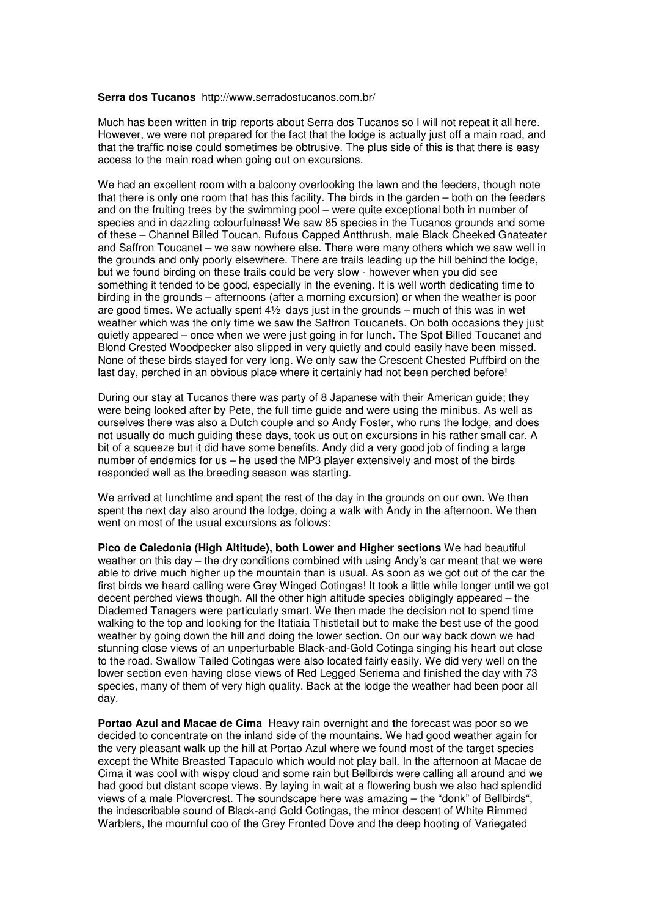**Serra dos Tucanos** http://www.serradostucanos.com.br/

Much has been written in trip reports about Serra dos Tucanos so I will not repeat it all here. However, we were not prepared for the fact that the lodge is actually just off a main road, and that the traffic noise could sometimes be obtrusive. The plus side of this is that there is easy access to the main road when going out on excursions.

We had an excellent room with a balcony overlooking the lawn and the feeders, though note that there is only one room that has this facility. The birds in the garden – both on the feeders and on the fruiting trees by the swimming pool – were quite exceptional both in number of species and in dazzling colourfulness! We saw 85 species in the Tucanos grounds and some of these – Channel Billed Toucan, Rufous Capped Antthrush, male Black Cheeked Gnateater and Saffron Toucanet – we saw nowhere else. There were many others which we saw well in the grounds and only poorly elsewhere. There are trails leading up the hill behind the lodge, but we found birding on these trails could be very slow - however when you did see something it tended to be good, especially in the evening. It is well worth dedicating time to birding in the grounds – afternoons (after a morning excursion) or when the weather is poor are good times. We actually spent 4½ days just in the grounds – much of this was in wet weather which was the only time we saw the Saffron Toucanets. On both occasions they just quietly appeared – once when we were just going in for lunch. The Spot Billed Toucanet and Blond Crested Woodpecker also slipped in very quietly and could easily have been missed. None of these birds stayed for very long. We only saw the Crescent Chested Puffbird on the last day, perched in an obvious place where it certainly had not been perched before!

During our stay at Tucanos there was party of 8 Japanese with their American guide; they were being looked after by Pete, the full time guide and were using the minibus. As well as ourselves there was also a Dutch couple and so Andy Foster, who runs the lodge, and does not usually do much guiding these days, took us out on excursions in his rather small car. A bit of a squeeze but it did have some benefits. Andy did a very good job of finding a large number of endemics for us – he used the MP3 player extensively and most of the birds responded well as the breeding season was starting.

We arrived at lunchtime and spent the rest of the day in the grounds on our own. We then spent the next day also around the lodge, doing a walk with Andy in the afternoon. We then went on most of the usual excursions as follows:

**Pico de Caledonia (High Altitude), both Lower and Higher sections** We had beautiful weather on this day – the dry conditions combined with using Andy's car meant that we were able to drive much higher up the mountain than is usual. As soon as we got out of the car the first birds we heard calling were Grey Winged Cotingas! It took a little while longer until we got decent perched views though. All the other high altitude species obligingly appeared – the Diademed Tanagers were particularly smart. We then made the decision not to spend time walking to the top and looking for the Itatiaia Thistletail but to make the best use of the good weather by going down the hill and doing the lower section. On our way back down we had stunning close views of an unperturbable Black-and-Gold Cotinga singing his heart out close to the road. Swallow Tailed Cotingas were also located fairly easily. We did very well on the lower section even having close views of Red Legged Seriema and finished the day with 73 species, many of them of very high quality. Back at the lodge the weather had been poor all day.

**Portao Azul and Macae de Cima** Heavy rain overnight and the forecast was poor so we decided to concentrate on the inland side of the mountains. We had good weather again for the very pleasant walk up the hill at Portao Azul where we found most of the target species except the White Breasted Tapaculo which would not play ball. In the afternoon at Macae de Cima it was cool with wispy cloud and some rain but Bellbirds were calling all around and we had good but distant scope views. By laying in wait at a flowering bush we also had splendid views of a male Plovercrest. The soundscape here was amazing – the "donk" of Bellbirds", the indescribable sound of Black-and Gold Cotingas, the minor descent of White Rimmed Warblers, the mournful coo of the Grey Fronted Dove and the deep hooting of Variegated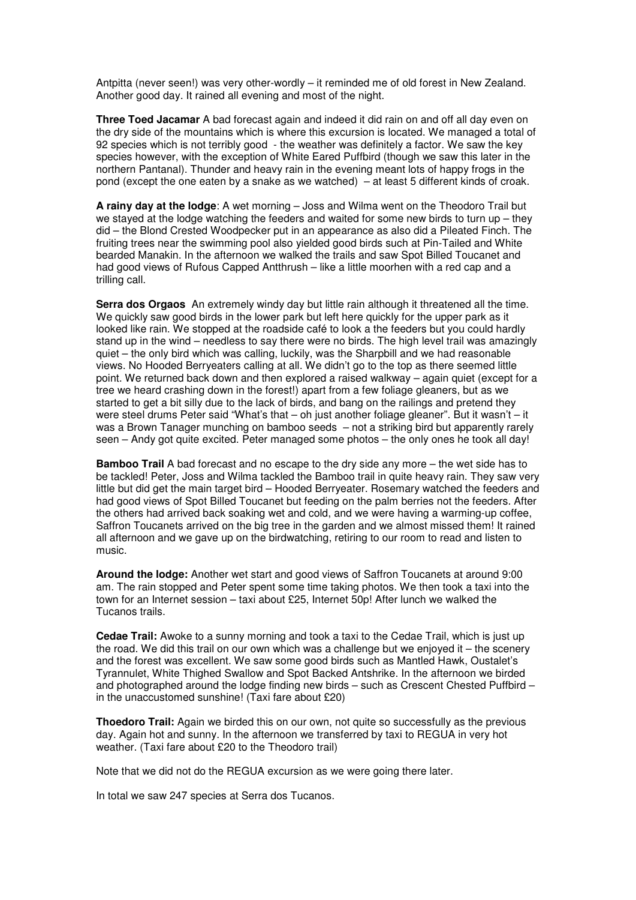Antpitta (never seen!) was very other-wordly – it reminded me of old forest in New Zealand. Another good day. It rained all evening and most of the night.

**Three Toed Jacamar** A bad forecast again and indeed it did rain on and off all day even on the dry side of the mountains which is where this excursion is located. We managed a total of 92 species which is not terribly good - the weather was definitely a factor. We saw the key species however, with the exception of White Eared Puffbird (though we saw this later in the northern Pantanal). Thunder and heavy rain in the evening meant lots of happy frogs in the pond (except the one eaten by a snake as we watched) – at least 5 different kinds of croak.

**A rainy day at the lodge**: A wet morning – Joss and Wilma went on the Theodoro Trail but we stayed at the lodge watching the feeders and waited for some new birds to turn up – they did – the Blond Crested Woodpecker put in an appearance as also did a Pileated Finch. The fruiting trees near the swimming pool also yielded good birds such at Pin-Tailed and White bearded Manakin. In the afternoon we walked the trails and saw Spot Billed Toucanet and had good views of Rufous Capped Antthrush – like a little moorhen with a red cap and a trilling call.

**Serra dos Orgaos** An extremely windy day but little rain although it threatened all the time. We quickly saw good birds in the lower park but left here quickly for the upper park as it looked like rain. We stopped at the roadside café to look a the feeders but you could hardly stand up in the wind – needless to say there were no birds. The high level trail was amazingly quiet – the only bird which was calling, luckily, was the Sharpbill and we had reasonable views. No Hooded Berryeaters calling at all. We didn't go to the top as there seemed little point. We returned back down and then explored a raised walkway – again quiet (except for a tree we heard crashing down in the forest!) apart from a few foliage gleaners, but as we started to get a bit silly due to the lack of birds, and bang on the railings and pretend they were steel drums Peter said "What's that – oh just another foliage gleaner". But it wasn't – it was a Brown Tanager munching on bamboo seeds – not a striking bird but apparently rarely seen – Andy got quite excited. Peter managed some photos – the only ones he took all day!

**Bamboo Trail** A bad forecast and no escape to the dry side any more – the wet side has to be tackled! Peter, Joss and Wilma tackled the Bamboo trail in quite heavy rain. They saw very little but did get the main target bird – Hooded Berryeater. Rosemary watched the feeders and had good views of Spot Billed Toucanet but feeding on the palm berries not the feeders. After the others had arrived back soaking wet and cold, and we were having a warming-up coffee, Saffron Toucanets arrived on the big tree in the garden and we almost missed them! It rained all afternoon and we gave up on the birdwatching, retiring to our room to read and listen to music.

**Around the lodge:** Another wet start and good views of Saffron Toucanets at around 9:00 am. The rain stopped and Peter spent some time taking photos. We then took a taxi into the town for an Internet session – taxi about £25, Internet 50p! After lunch we walked the Tucanos trails.

**Cedae Trail:** Awoke to a sunny morning and took a taxi to the Cedae Trail, which is just up the road. We did this trail on our own which was a challenge but we enjoyed it – the scenery and the forest was excellent. We saw some good birds such as Mantled Hawk, Oustalet's Tyrannulet, White Thighed Swallow and Spot Backed Antshrike. In the afternoon we birded and photographed around the lodge finding new birds – such as Crescent Chested Puffbird – in the unaccustomed sunshine! (Taxi fare about £20)

**Thoedoro Trail:** Again we birded this on our own, not quite so successfully as the previous day. Again hot and sunny. In the afternoon we transferred by taxi to REGUA in very hot weather. (Taxi fare about £20 to the Theodoro trail)

Note that we did not do the REGUA excursion as we were going there later.

In total we saw 247 species at Serra dos Tucanos.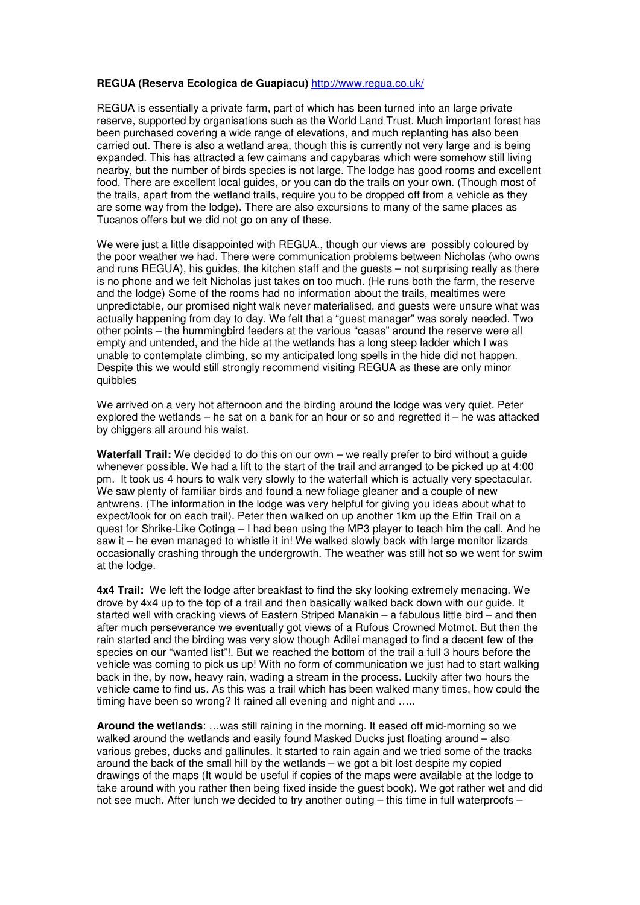**REGUA (Reserva Ecologica de Guapiacu)** http://www.regua.co.uk/

REGUA is essentially a private farm, part of which has been turned into an large private reserve, supported by organisations such as the World Land Trust. Much important forest has been purchased covering a wide range of elevations, and much replanting has also been carried out. There is also a wetland area, though this is currently not very large and is being expanded. This has attracted a few caimans and capybaras which were somehow still living nearby, but the number of birds species is not large. The lodge has good rooms and excellent food. There are excellent local guides, or you can do the trails on your own. (Though most of the trails, apart from the wetland trails, require you to be dropped off from a vehicle as they are some way from the lodge). There are also excursions to many of the same places as Tucanos offers but we did not go on any of these.

We were just a little disappointed with REGUA., though our views are possibly coloured by the poor weather we had. There were communication problems between Nicholas (who owns and runs REGUA), his guides, the kitchen staff and the guests – not surprising really as there is no phone and we felt Nicholas just takes on too much. (He runs both the farm, the reserve and the lodge) Some of the rooms had no information about the trails, mealtimes were unpredictable, our promised night walk never materialised, and guests were unsure what was actually happening from day to day. We felt that a "guest manager" was sorely needed. Two other points – the hummingbird feeders at the various "casas" around the reserve were all empty and untended, and the hide at the wetlands has a long steep ladder which I was unable to contemplate climbing, so my anticipated long spells in the hide did not happen. Despite this we would still strongly recommend visiting REGUA as these are only minor quibbles

We arrived on a very hot afternoon and the birding around the lodge was very quiet. Peter explored the wetlands – he sat on a bank for an hour or so and regretted it – he was attacked by chiggers all around his waist.

**Waterfall Trail:** We decided to do this on our own – we really prefer to bird without a guide whenever possible. We had a lift to the start of the trail and arranged to be picked up at 4:00 pm. It took us 4 hours to walk very slowly to the waterfall which is actually very spectacular. We saw plenty of familiar birds and found a new foliage gleaner and a couple of new antwrens. (The information in the lodge was very helpful for giving you ideas about what to expect/look for on each trail). Peter then walked on up another 1km up the Elfin Trail on a quest for Shrike-Like Cotinga – I had been using the MP3 player to teach him the call. And he saw it – he even managed to whistle it in! We walked slowly back with large monitor lizards occasionally crashing through the undergrowth. The weather was still hot so we went for swim at the lodge.

**4x4 Trail:** We left the lodge after breakfast to find the sky looking extremely menacing. We drove by 4x4 up to the top of a trail and then basically walked back down with our guide. It started well with cracking views of Eastern Striped Manakin – a fabulous little bird – and then after much perseverance we eventually got views of a Rufous Crowned Motmot. But then the rain started and the birding was very slow though Adilei managed to find a decent few of the species on our "wanted list"!. But we reached the bottom of the trail a full 3 hours before the vehicle was coming to pick us up! With no form of communication we just had to start walking back in the, by now, heavy rain, wading a stream in the process. Luckily after two hours the vehicle came to find us. As this was a trail which has been walked many times, how could the timing have been so wrong? It rained all evening and night and …..

**Around the wetlands**: …was still raining in the morning. It eased off mid-morning so we walked around the wetlands and easily found Masked Ducks just floating around – also various grebes, ducks and gallinules. It started to rain again and we tried some of the tracks around the back of the small hill by the wetlands – we got a bit lost despite my copied drawings of the maps (It would be useful if copies of the maps were available at the lodge to take around with you rather then being fixed inside the guest book). We got rather wet and did not see much. After lunch we decided to try another outing – this time in full waterproofs –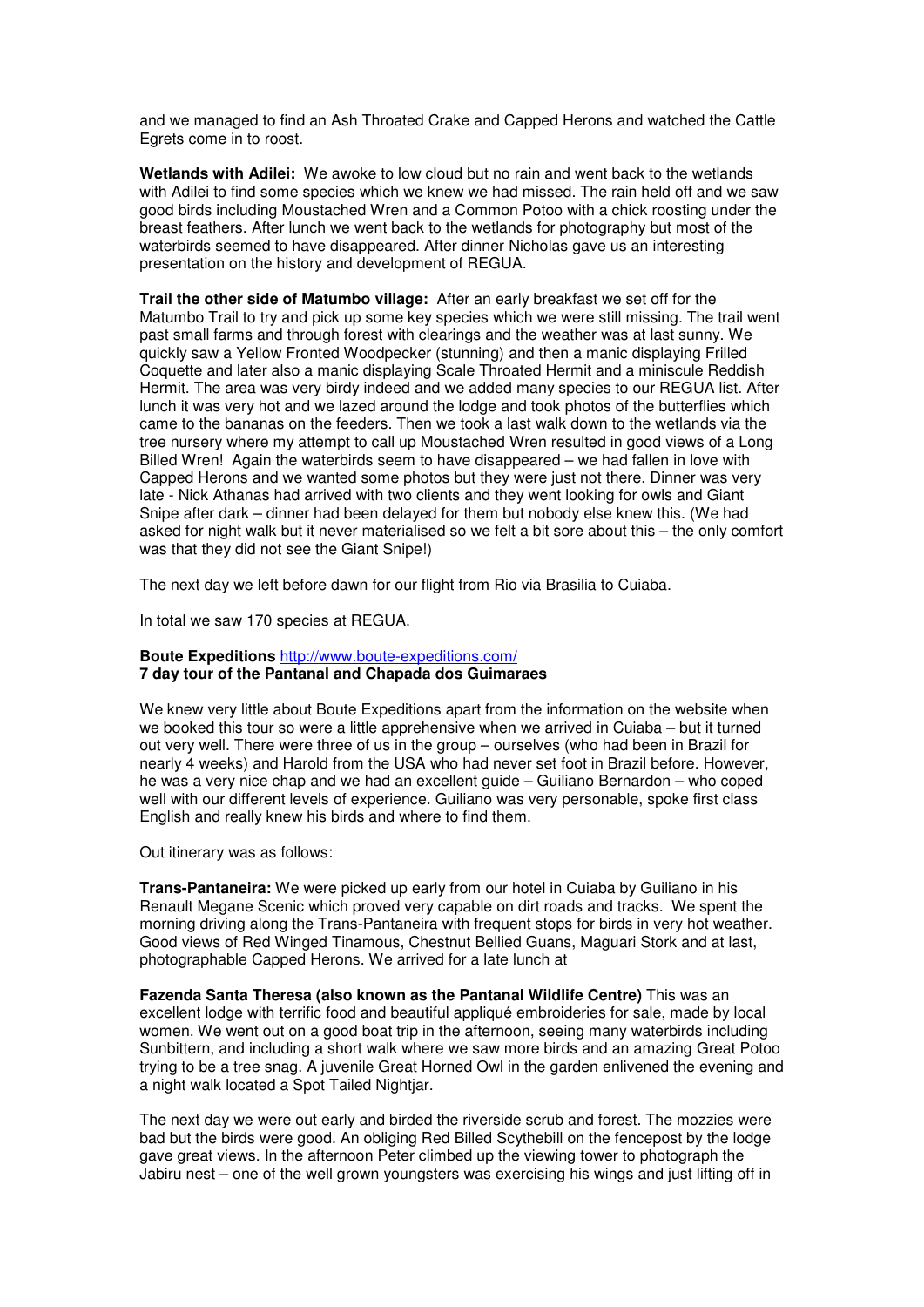and we managed to find an Ash Throated Crake and Capped Herons and watched the Cattle Egrets come in to roost.

**Wetlands with Adilei:** We awoke to low cloud but no rain and went back to the wetlands with Adilei to find some species which we knew we had missed. The rain held off and we saw good birds including Moustached Wren and a Common Potoo with a chick roosting under the breast feathers. After lunch we went back to the wetlands for photography but most of the waterbirds seemed to have disappeared. After dinner Nicholas gave us an interesting presentation on the history and development of REGUA.

**Trail the other side of Matumbo village:** After an early breakfast we set off for the Matumbo Trail to try and pick up some key species which we were still missing. The trail went past small farms and through forest with clearings and the weather was at last sunny. We quickly saw a Yellow Fronted Woodpecker (stunning) and then a manic displaying Frilled Coquette and later also a manic displaying Scale Throated Hermit and a miniscule Reddish Hermit. The area was very birdy indeed and we added many species to our REGUA list. After lunch it was very hot and we lazed around the lodge and took photos of the butterflies which came to the bananas on the feeders. Then we took a last walk down to the wetlands via the tree nursery where my attempt to call up Moustached Wren resulted in good views of a Long Billed Wren! Again the waterbirds seem to have disappeared – we had fallen in love with Capped Herons and we wanted some photos but they were just not there. Dinner was very late - Nick Athanas had arrived with two clients and they went looking for owls and Giant Snipe after dark – dinner had been delayed for them but nobody else knew this. (We had asked for night walk but it never materialised so we felt a bit sore about this – the only comfort was that they did not see the Giant Snipe!)

The next day we left before dawn for our flight from Rio via Brasilia to Cuiaba.

In total we saw 170 species at REGUA.

**Boute Expeditions** http://www.boute-expeditions.com/
**7 day tour of the Pantanal and Chapada dos Guimaraes**

We knew very little about Boute Expeditions apart from the information on the website when we booked this tour so were a little apprehensive when we arrived in Cuiaba – but it turned out very well. There were three of us in the group – ourselves (who had been in Brazil for nearly 4 weeks) and Harold from the USA who had never set foot in Brazil before. However, he was a very nice chap and we had an excellent guide – Guiliano Bernardon – who coped well with our different levels of experience. Guiliano was very personable, spoke first class English and really knew his birds and where to find them.

Out itinerary was as follows:

**Trans-Pantaneira:** We were picked up early from our hotel in Cuiaba by Guiliano in his Renault Megane Scenic which proved very capable on dirt roads and tracks. We spent the morning driving along the Trans-Pantaneira with frequent stops for birds in very hot weather. Good views of Red Winged Tinamous, Chestnut Bellied Guans, Maguari Stork and at last, photographable Capped Herons. We arrived for a late lunch at

**Fazenda Santa Theresa (also known as the Pantanal Wildlife Centre)** This was an excellent lodge with terrific food and beautiful appliqué embroideries for sale, made by local women. We went out on a good boat trip in the afternoon, seeing many waterbirds including Sunbittern, and including a short walk where we saw more birds and an amazing Great Potoo trying to be a tree snag. A juvenile Great Horned Owl in the garden enlivened the evening and a night walk located a Spot Tailed Nightjar.

The next day we were out early and birded the riverside scrub and forest. The mozzies were bad but the birds were good. An obliging Red Billed Scythebill on the fencepost by the lodge gave great views. In the afternoon Peter climbed up the viewing tower to photograph the Jabiru nest – one of the well grown youngsters was exercising his wings and just lifting off in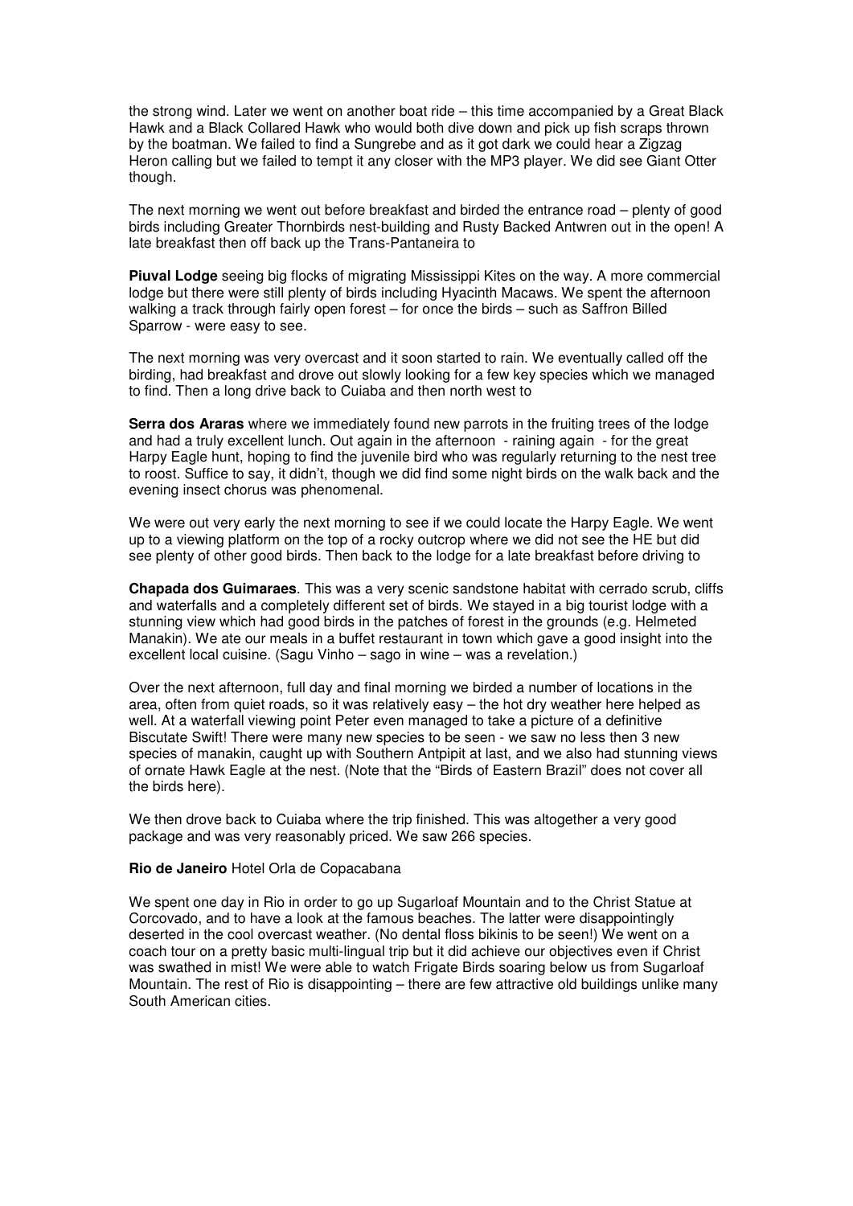the strong wind. Later we went on another boat ride – this time accompanied by a Great Black Hawk and a Black Collared Hawk who would both dive down and pick up fish scraps thrown by the boatman. We failed to find a Sungrebe and as it got dark we could hear a Zigzag Heron calling but we failed to tempt it any closer with the MP3 player. We did see Giant Otter though.

The next morning we went out before breakfast and birded the entrance road – plenty of good birds including Greater Thornbirds nest-building and Rusty Backed Antwren out in the open! A late breakfast then off back up the Trans-Pantaneira to

**Piuval Lodge** seeing big flocks of migrating Mississippi Kites on the way. A more commercial lodge but there were still plenty of birds including Hyacinth Macaws. We spent the afternoon walking a track through fairly open forest – for once the birds – such as Saffron Billed Sparrow - were easy to see.

The next morning was very overcast and it soon started to rain. We eventually called off the birding, had breakfast and drove out slowly looking for a few key species which we managed to find. Then a long drive back to Cuiaba and then north west to

**Serra dos Araras** where we immediately found new parrots in the fruiting trees of the lodge and had a truly excellent lunch. Out again in the afternoon - raining again - for the great Harpy Eagle hunt, hoping to find the juvenile bird who was regularly returning to the nest tree to roost. Suffice to say, it didn't, though we did find some night birds on the walk back and the evening insect chorus was phenomenal.

We were out very early the next morning to see if we could locate the Harpy Eagle. We went up to a viewing platform on the top of a rocky outcrop where we did not see the HE but did see plenty of other good birds. Then back to the lodge for a late breakfast before driving to

**Chapada dos Guimaraes**. This was a very scenic sandstone habitat with cerrado scrub, cliffs and waterfalls and a completely different set of birds. We stayed in a big tourist lodge with a stunning view which had good birds in the patches of forest in the grounds (e.g. Helmeted Manakin). We ate our meals in a buffet restaurant in town which gave a good insight into the excellent local cuisine. (Sagu Vinho – sago in wine – was a revelation.)

Over the next afternoon, full day and final morning we birded a number of locations in the area, often from quiet roads, so it was relatively easy – the hot dry weather here helped as well. At a waterfall viewing point Peter even managed to take a picture of a definitive Biscutate Swift! There were many new species to be seen - we saw no less then 3 new species of manakin, caught up with Southern Antpipit at last, and we also had stunning views of ornate Hawk Eagle at the nest. (Note that the "Birds of Eastern Brazil" does not cover all the birds here).

We then drove back to Cuiaba where the trip finished. This was altogether a very good package and was very reasonably priced. We saw 266 species.

**Rio de Janeiro** Hotel Orla de Copacabana

We spent one day in Rio in order to go up Sugarloaf Mountain and to the Christ Statue at Corcovado, and to have a look at the famous beaches. The latter were disappointingly deserted in the cool overcast weather. (No dental floss bikinis to be seen!) We went on a coach tour on a pretty basic multi-lingual trip but it did achieve our objectives even if Christ was swathed in mist! We were able to watch Frigate Birds soaring below us from Sugarloaf Mountain. The rest of Rio is disappointing – there are few attractive old buildings unlike many South American cities.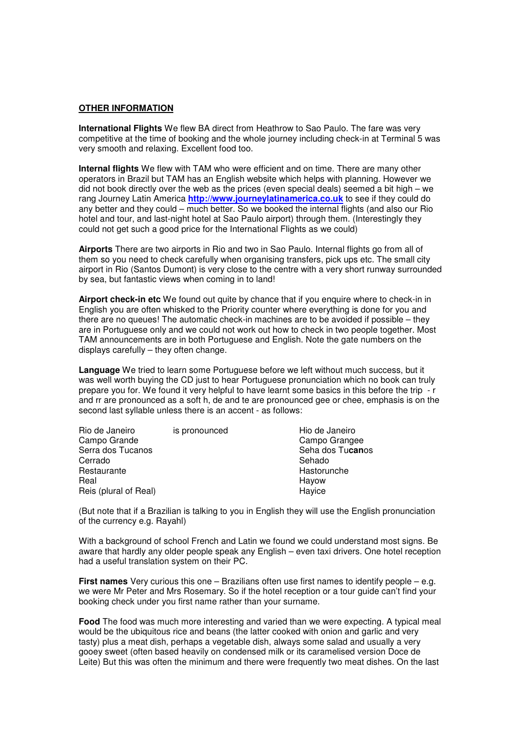**OTHER INFORMATION**

**International Flights** We flew BA direct from Heathrow to Sao Paulo. The fare was very competitive at the time of booking and the whole journey including check-in at Terminal 5 was very smooth and relaxing. Excellent food too.

**Internal flights** We flew with TAM who were efficient and on time. There are many other operators in Brazil but TAM has an English website which helps with planning. However we did not book directly over the web as the prices (even special deals) seemed a bit high – we rang Journey Latin America **http://www.journeylatinamerica.co.uk** to see if they could do any better and they could – much better. So we booked the internal flights (and also our Rio hotel and tour, and last-night hotel at Sao Paulo airport) through them. (Interestingly they could not get such a good price for the International Flights as we could)

**Airports** There are two airports in Rio and two in Sao Paulo. Internal flights go from all of them so you need to check carefully when organising transfers, pick ups etc. The small city airport in Rio (Santos Dumont) is very close to the centre with a very short runway surrounded by sea, but fantastic views when coming in to land!

**Airport check-in etc** We found out quite by chance that if you enquire where to check-in in English you are often whisked to the Priority counter where everything is done for you and there are no queues! The automatic check-in machines are to be avoided if possible – they are in Portuguese only and we could not work out how to check in two people together. Most TAM announcements are in both Portuguese and English. Note the gate numbers on the displays carefully – they often change.

**Language** We tried to learn some Portuguese before we left without much success, but it was well worth buying the CD just to hear Portuguese pronunciation which no book can truly prepare you for. We found it very helpful to have learnt some basics in this before the trip - r and rr are pronounced as a soft h, de and te are pronounced gee or chee, emphasis is on the second last syllable unless there is an accent - as follows:

| | | |
|---|---|---|
| Rio de Janeiro | is pronounced | Hio de Janeiro |
| Campo Grande | | Campo Grangee |
| Serra dos Tucanos | | Seha dos Tu**can**os |
| Cerrado | | Sehado |
| Restaurante | | Hastorunche |
| Real | | Hayow |
| Reis (plural of Real) | | Hayice |

(But note that if a Brazilian is talking to you in English they will use the English pronunciation of the currency e.g. Rayahl)

With a background of school French and Latin we found we could understand most signs. Be aware that hardly any older people speak any English – even taxi drivers. One hotel reception had a useful translation system on their PC.

**First names** Very curious this one – Brazilians often use first names to identify people – e.g. we were Mr Peter and Mrs Rosemary. So if the hotel reception or a tour guide can't find your booking check under you first name rather than your surname.

**Food** The food was much more interesting and varied than we were expecting. A typical meal would be the ubiquitous rice and beans (the latter cooked with onion and garlic and very tasty) plus a meat dish, perhaps a vegetable dish, always some salad and usually a very gooey sweet (often based heavily on condensed milk or its caramelised version Doce de Leite) But this was often the minimum and there were frequently two meat dishes. On the last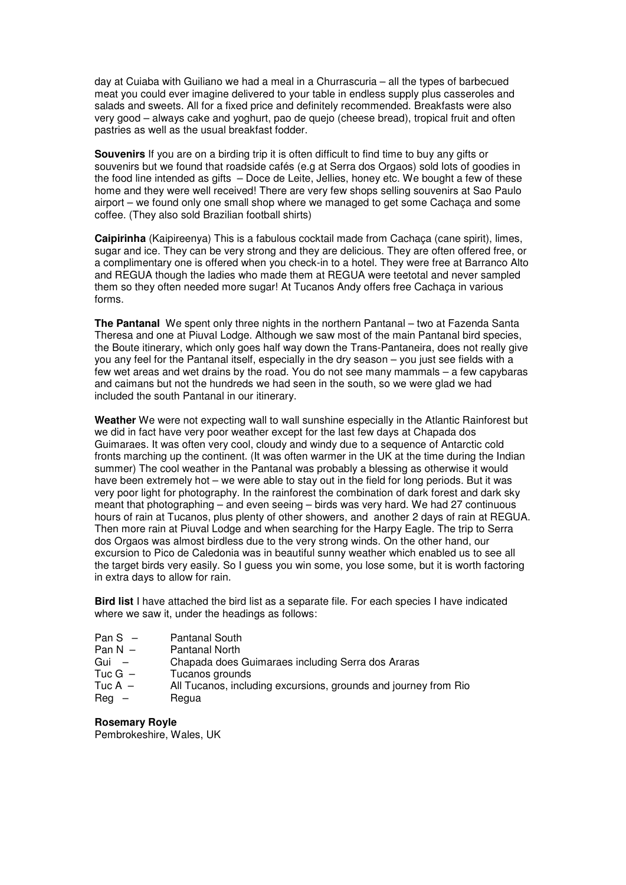day at Cuiaba with Guiliano we had a meal in a Churrascuria – all the types of barbecued meat you could ever imagine delivered to your table in endless supply plus casseroles and salads and sweets. All for a fixed price and definitely recommended. Breakfasts were also very good – always cake and yoghurt, pao de quejo (cheese bread), tropical fruit and often pastries as well as the usual breakfast fodder.

**Souvenirs** If you are on a birding trip it is often difficult to find time to buy any gifts or souvenirs but we found that roadside cafés (e.g at Serra dos Orgaos) sold lots of goodies in the food line intended as gifts – Doce de Leite, Jellies, honey etc. We bought a few of these home and they were well received! There are very few shops selling souvenirs at Sao Paulo airport – we found only one small shop where we managed to get some Cachaça and some coffee. (They also sold Brazilian football shirts)

**Caipirinha** (Kaipireenya) This is a fabulous cocktail made from Cachaça (cane spirit), limes, sugar and ice. They can be very strong and they are delicious. They are often offered free, or a complimentary one is offered when you check-in to a hotel. They were free at Barranco Alto and REGUA though the ladies who made them at REGUA were teetotal and never sampled them so they often needed more sugar! At Tucanos Andy offers free Cachaça in various forms.

**The Pantanal** We spent only three nights in the northern Pantanal – two at Fazenda Santa Theresa and one at Piuval Lodge. Although we saw most of the main Pantanal bird species, the Boute itinerary, which only goes half way down the Trans-Pantaneira, does not really give you any feel for the Pantanal itself, especially in the dry season – you just see fields with a few wet areas and wet drains by the road. You do not see many mammals – a few capybaras and caimans but not the hundreds we had seen in the south, so we were glad we had included the south Pantanal in our itinerary.

**Weather** We were not expecting wall to wall sunshine especially in the Atlantic Rainforest but we did in fact have very poor weather except for the last few days at Chapada dos Guimaraes. It was often very cool, cloudy and windy due to a sequence of Antarctic cold fronts marching up the continent. (It was often warmer in the UK at the time during the Indian summer) The cool weather in the Pantanal was probably a blessing as otherwise it would have been extremely hot – we were able to stay out in the field for long periods. But it was very poor light for photography. In the rainforest the combination of dark forest and dark sky meant that photographing – and even seeing – birds was very hard. We had 27 continuous hours of rain at Tucanos, plus plenty of other showers, and another 2 days of rain at REGUA. Then more rain at Piuval Lodge and when searching for the Harpy Eagle. The trip to Serra dos Orgaos was almost birdless due to the very strong winds. On the other hand, our excursion to Pico de Caledonia was in beautiful sunny weather which enabled us to see all the target birds very easily. So I guess you win some, you lose some, but it is worth factoring in extra days to allow for rain.

**Bird list** I have attached the bird list as a separate file. For each species I have indicated where we saw it, under the headings as follows:

- Pan S – Pantanal South
- Pan N – Pantanal North
- Gui – Chapada does Guimaraes including Serra dos Araras
- Tuc G – Tucanos grounds
- Tuc A – All Tucanos, including excursions, grounds and journey from Rio
- Reg – Regua

**Rosemary Royle**
Pembrokeshire, Wales, UK